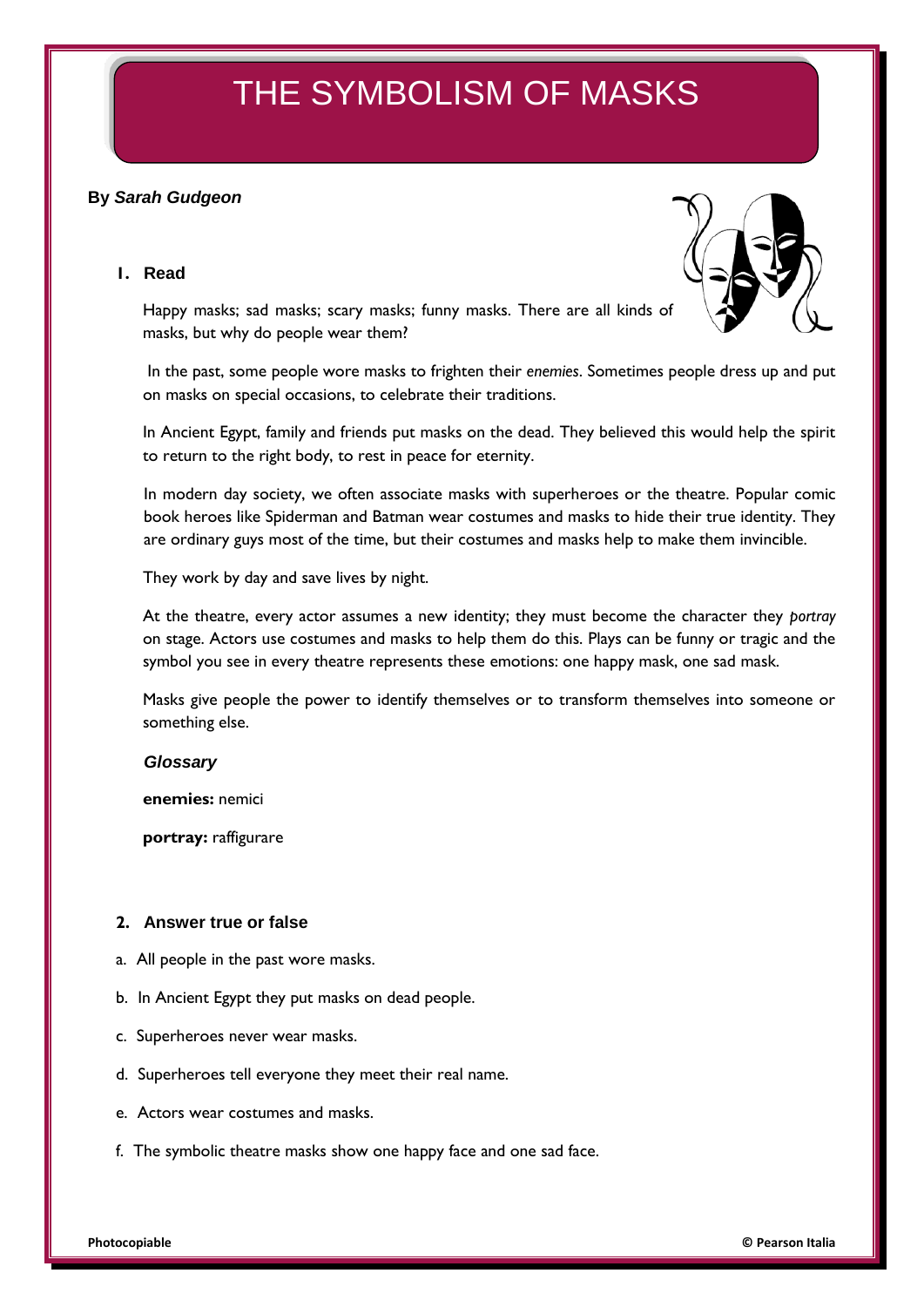# THE SYMBOLISM OF MASKS

**By *Sarah Gudgeon***

## 1. Read

Happy masks; sad masks; scary masks; funny masks. There are all kinds of masks, but why do people wear them?

In the past, some people wore masks to frighten their *enemies*. Sometimes people dress up and put on masks on special occasions, to celebrate their traditions.

In Ancient Egypt, family and friends put masks on the dead. They believed this would help the spirit to return to the right body, to rest in peace for eternity.

In modern day society, we often associate masks with superheroes or the theatre. Popular comic book heroes like Spiderman and Batman wear costumes and masks to hide their true identity. They are ordinary guys most of the time, but their costumes and masks help to make them invincible.

They work by day and save lives by night.

At the theatre, every actor assumes a new identity; they must become the character they *portray* on stage. Actors use costumes and masks to help them do this. Plays can be funny or tragic and the symbol you see in every theatre represents these emotions: one happy mask, one sad mask.

Masks give people the power to identify themselves or to transform themselves into someone or something else.

### *Glossary*

**enemies:** nemici

**portray:** raffigurare

## 2. Answer true or false

a. All people in the past wore masks.

b. In Ancient Egypt they put masks on dead people.

c. Superheroes never wear masks.

d. Superheroes tell everyone they meet their real name.

e. Actors wear costumes and masks.

f. The symbolic theatre masks show one happy face and one sad face.

**Photocopiable** **© Pearson Italia**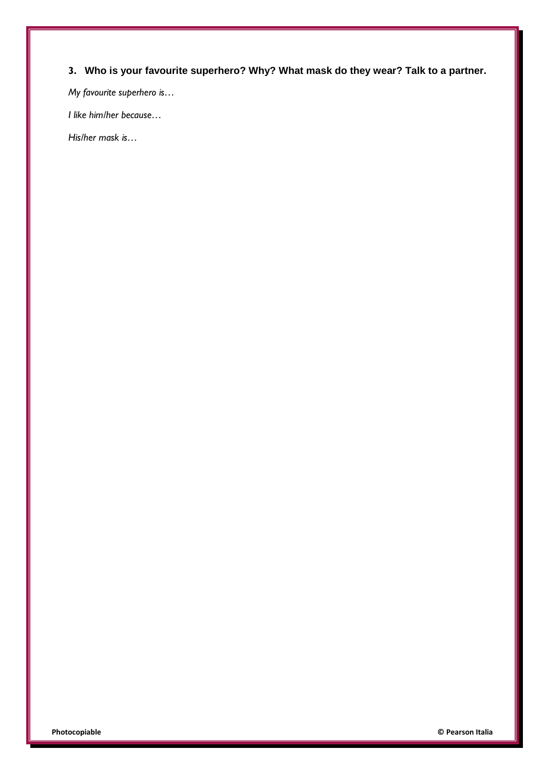**3. Who is your favourite superhero? Why? What mask do they wear? Talk to a partner.**

*My favourite superhero is…*

*I like him/her because…*

*His/her mask is…*

**Photocopiable** **© Pearson Italia**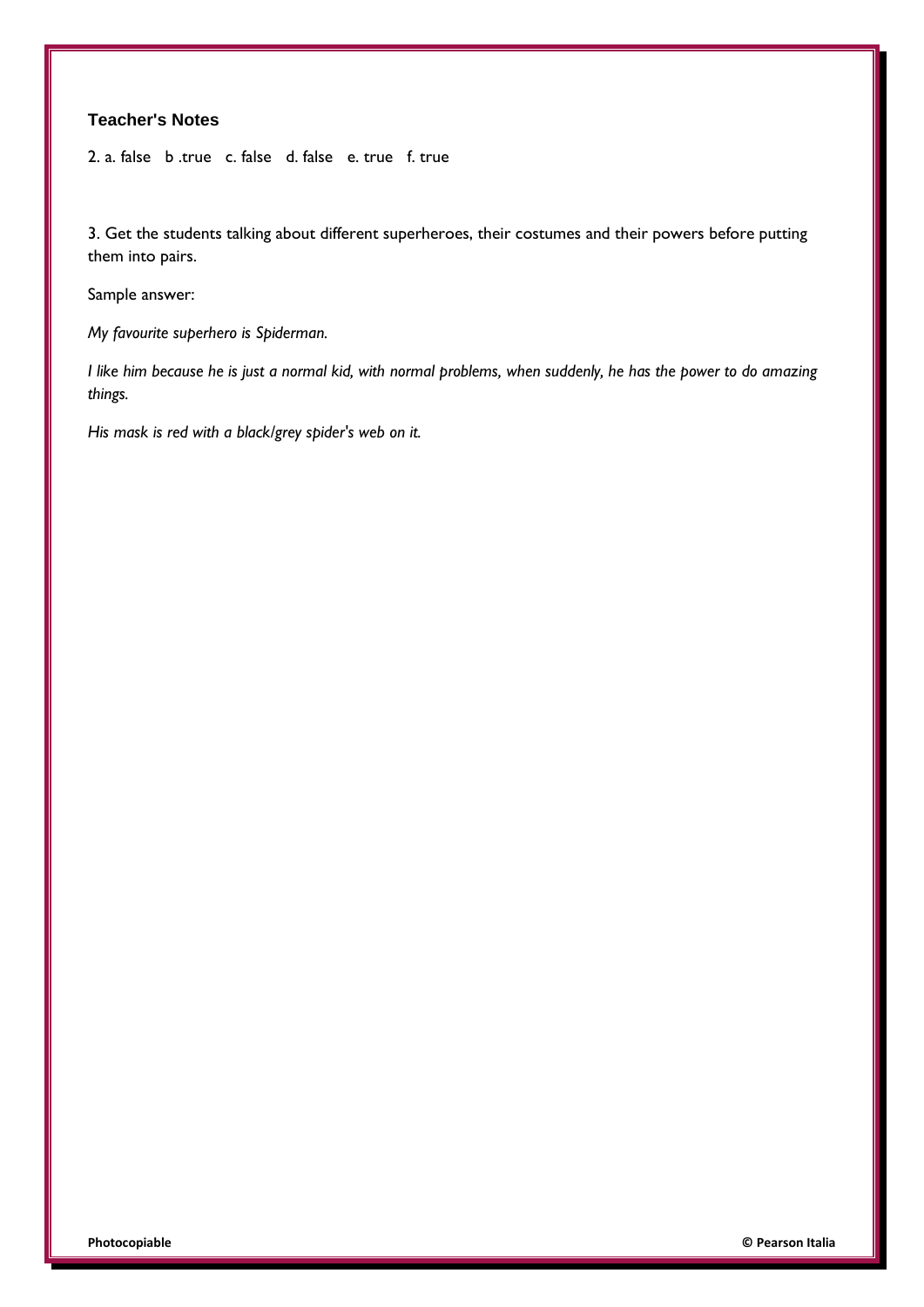### Teacher's Notes

2. a. false b .true c. false d. false e. true f. true

3. Get the students talking about different superheroes, their costumes and their powers before putting them into pairs.

Sample answer:

*My favourite superhero is Spiderman.*

*I like him because he is just a normal kid, with normal problems, when suddenly, he has the power to do amazing things.*

*His mask is red with a black/grey spider's web on it.*

**Photocopiable** **© Pearson Italia**